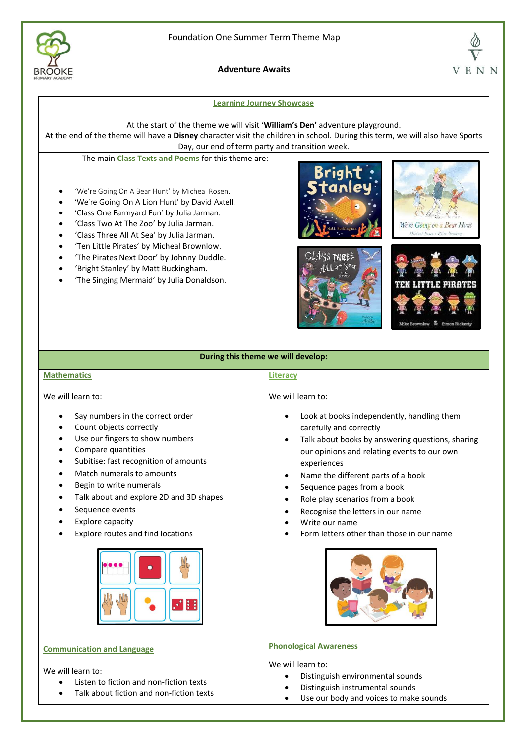Foundation One Summer Term Theme Map

# Adventure Awaits

## Learning Journey Showcase

At the start of the theme we will visit '**William's Den'** adventure playground.
At the end of the theme will have a **Disney** character visit the children in school. During this term, we will also have Sports Day, our end of term party and transition week.

The main **Class Texts and Poems** for this theme are:

- 'We're Going On A Bear Hunt' by Micheal Rosen.
- 'We're Going On A Lion Hunt' by David Axtell.
- 'Class One Farmyard Fun' by Julia Jarman.
- 'Class Two At The Zoo' by Julia Jarman.
- 'Class Three All At Sea' by Julia Jarman.
- 'Ten Little Pirates' by Micheal Brownlow.
- 'The Pirates Next Door' by Johnny Duddle.
- 'Bright Stanley' by Matt Buckingham.
- 'The Singing Mermaid' by Julia Donaldson.

## During this theme we will develop:

### Mathematics

We will learn to:

- Say numbers in the correct order
- Count objects correctly
- Use our fingers to show numbers
- Compare quantities
- Subitise: fast recognition of amounts
- Match numerals to amounts
- Begin to write numerals
- Talk about and explore 2D and 3D shapes
- Sequence events
- Explore capacity
- Explore routes and find locations

### Literacy

We will learn to:

- Look at books independently, handling them carefully and correctly
- Talk about books by answering questions, sharing our opinions and relating events to our own experiences
- Name the different parts of a book
- Sequence pages from a book
- Role play scenarios from a book
- Recognise the letters in our name
- Write our name
- Form letters other than those in our name

### Communication and Language

We will learn to:

- Listen to fiction and non-fiction texts
- Talk about fiction and non-fiction texts

### Phonological Awareness

We will learn to:

- Distinguish environmental sounds
- Distinguish instrumental sounds
- Use our body and voices to make sounds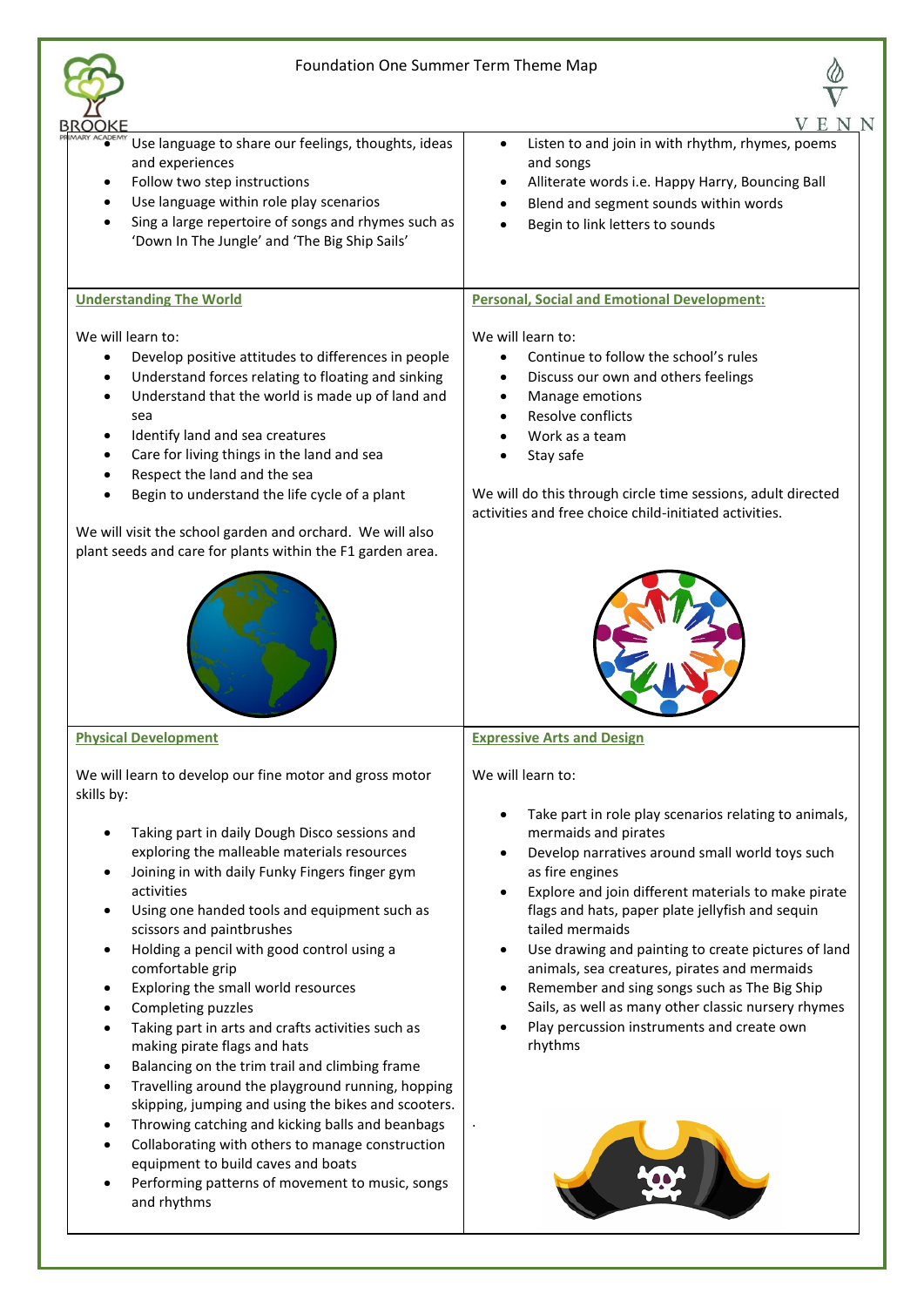Foundation One Summer Term Theme Map

- Use language to share our feelings, thoughts, ideas and experiences
- Follow two step instructions
- Use language within role play scenarios
- Sing a large repertoire of songs and rhymes such as 'Down In The Jungle' and 'The Big Ship Sails'

- Listen to and join in with rhythm, rhymes, poems and songs
- Alliterate words i.e. Happy Harry, Bouncing Ball
- Blend and segment sounds within words
- Begin to link letters to sounds

## Understanding The World

We will learn to:

- Develop positive attitudes to differences in people
- Understand forces relating to floating and sinking
- Understand that the world is made up of land and sea
- Identify land and sea creatures
- Care for living things in the land and sea
- Respect the land and the sea
- Begin to understand the life cycle of a plant

We will visit the school garden and orchard. We will also plant seeds and care for plants within the F1 garden area.

## Personal, Social and Emotional Development:

We will learn to:

- Continue to follow the school's rules
- Discuss our own and others feelings
- Manage emotions
- Resolve conflicts
- Work as a team
- Stay safe

We will do this through circle time sessions, adult directed activities and free choice child-initiated activities.

## Physical Development

We will learn to develop our fine motor and gross motor skills by:

- Taking part in daily Dough Disco sessions and exploring the malleable materials resources
- Joining in with daily Funky Fingers finger gym activities
- Using one handed tools and equipment such as scissors and paintbrushes
- Holding a pencil with good control using a comfortable grip
- Exploring the small world resources
- Completing puzzles
- Taking part in arts and crafts activities such as making pirate flags and hats
- Balancing on the trim trail and climbing frame
- Travelling around the playground running, hopping skipping, jumping and using the bikes and scooters.
- Throwing catching and kicking balls and beanbags
- Collaborating with others to manage construction equipment to build caves and boats
- Performing patterns of movement to music, songs and rhythms

## Expressive Arts and Design

We will learn to:

- Take part in role play scenarios relating to animals, mermaids and pirates
- Develop narratives around small world toys such as fire engines
- Explore and join different materials to make pirate flags and hats, paper plate jellyfish and sequin tailed mermaids
- Use drawing and painting to create pictures of land animals, sea creatures, pirates and mermaids
- Remember and sing songs such as The Big Ship Sails, as well as many other classic nursery rhymes
- Play percussion instruments and create own rhythms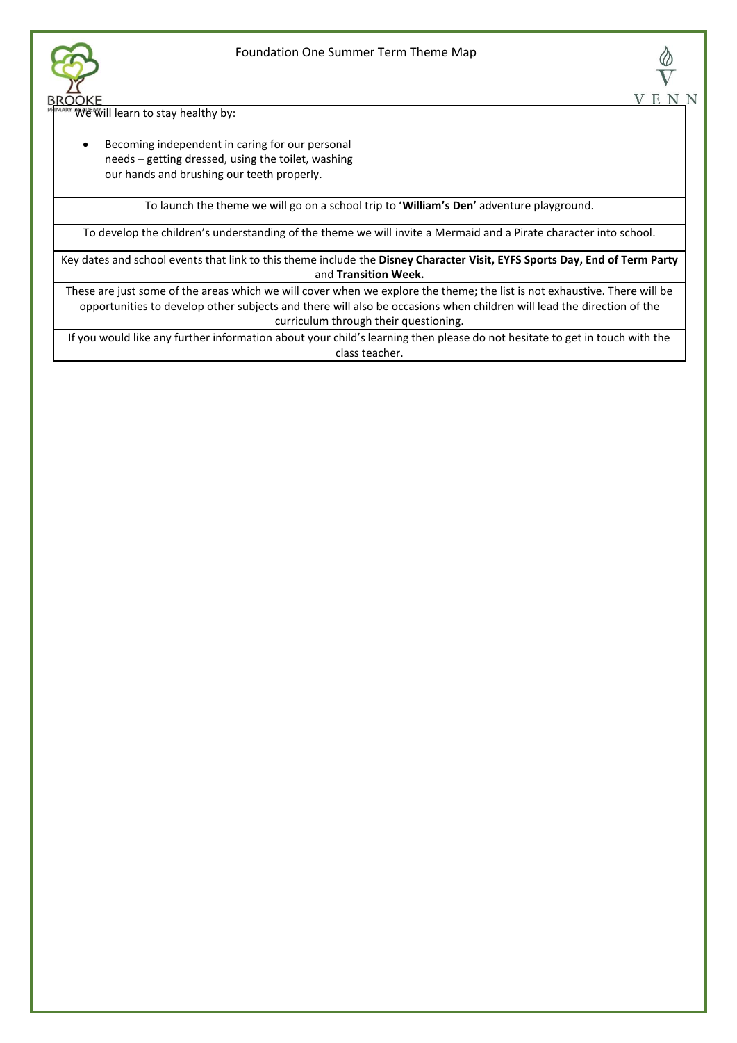Foundation One Summer Term Theme Map

| | |
|---|---|
| We will learn to stay healthy by:<br><br>• Becoming independent in caring for our personal needs – getting dressed, using the toilet, washing our hands and brushing our teeth properly. | |

To launch the theme we will go on a school trip to '**William's Den'** adventure playground.

To develop the children's understanding of the theme we will invite a Mermaid and a Pirate character into school.

Key dates and school events that link to this theme include the **Disney Character Visit, EYFS Sports Day, End of Term Party** and **Transition Week.**

These are just some of the areas which we will cover when we explore the theme; the list is not exhaustive. There will be opportunities to develop other subjects and there will also be occasions when children will lead the direction of the curriculum through their questioning.

If you would like any further information about your child's learning then please do not hesitate to get in touch with the class teacher.